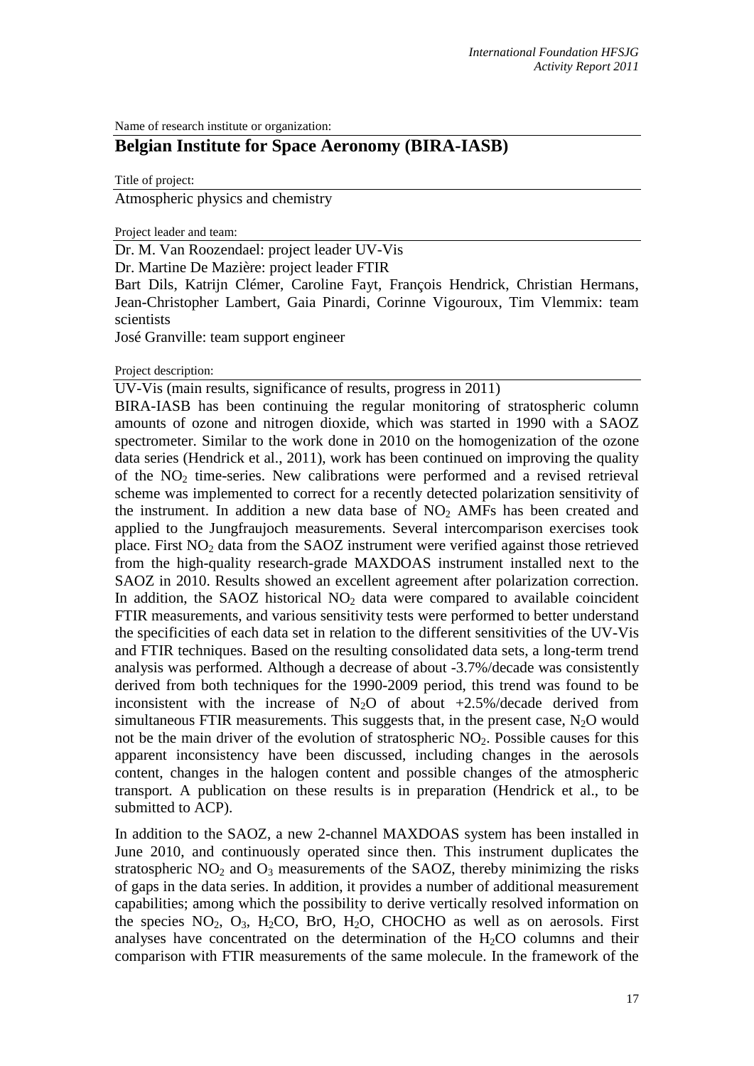Name of research institute or organization:

## Belgian Institute for Space Aeronomy (BIRA-IASB)

Title of project:

Atmospheric physics and chemistry

Project leader and team:

Dr. M. Van Roozendael: project leader UV-Vis

Dr. Martine De Mazière: project leader FTIR

Bart Dils, Katrijn Clémer, Caroline Fayt, François Hendrick, Christian Hermans, Jean-Christopher Lambert, Gaia Pinardi, Corinne Vigouroux, Tim Vlemmix: team scientists

José Granville: team support engineer

Project description:

UV-Vis (main results, significance of results, progress in 2011)

BIRA-IASB has been continuing the regular monitoring of stratospheric column amounts of ozone and nitrogen dioxide, which was started in 1990 with a SAOZ spectrometer. Similar to the work done in 2010 on the homogenization of the ozone data series (Hendrick et al., 2011), work has been continued on improving the quality of the $NO_2$ time-series. New calibrations were performed and a revised retrieval scheme was implemented to correct for a recently detected polarization sensitivity of the instrument. In addition a new data base of $NO_2$ AMFs has been created and applied to the Jungfraujoch measurements. Several intercomparison exercises took place. First $NO_2$ data from the SAOZ instrument were verified against those retrieved from the high-quality research-grade MAXDOAS instrument installed next to the SAOZ in 2010. Results showed an excellent agreement after polarization correction. In addition, the SAOZ historical $NO_2$ data were compared to available coincident FTIR measurements, and various sensitivity tests were performed to better understand the specificities of each data set in relation to the different sensitivities of the UV-Vis and FTIR techniques. Based on the resulting consolidated data sets, a long-term trend analysis was performed. Although a decrease of about -3.7%/decade was consistently derived from both techniques for the 1990-2009 period, this trend was found to be inconsistent with the increase of $N_2O$ of about +2.5%/decade derived from simultaneous FTIR measurements. This suggests that, in the present case, $N_2O$ would not be the main driver of the evolution of stratospheric $NO_2$. Possible causes for this apparent inconsistency have been discussed, including changes in the aerosols content, changes in the halogen content and possible changes of the atmospheric transport. A publication on these results is in preparation (Hendrick et al., to be submitted to ACP).

In addition to the SAOZ, a new 2-channel MAXDOAS system has been installed in June 2010, and continuously operated since then. This instrument duplicates the stratospheric $NO_2$ and $O_3$ measurements of the SAOZ, thereby minimizing the risks of gaps in the data series. In addition, it provides a number of additional measurement capabilities; among which the possibility to derive vertically resolved information on the species $NO_2$, $O_3$, $H_2CO$, BrO, $H_2O$, CHOCHO as well as on aerosols. First analyses have concentrated on the determination of the $H_2CO$ columns and their comparison with FTIR measurements of the same molecule. In the framework of the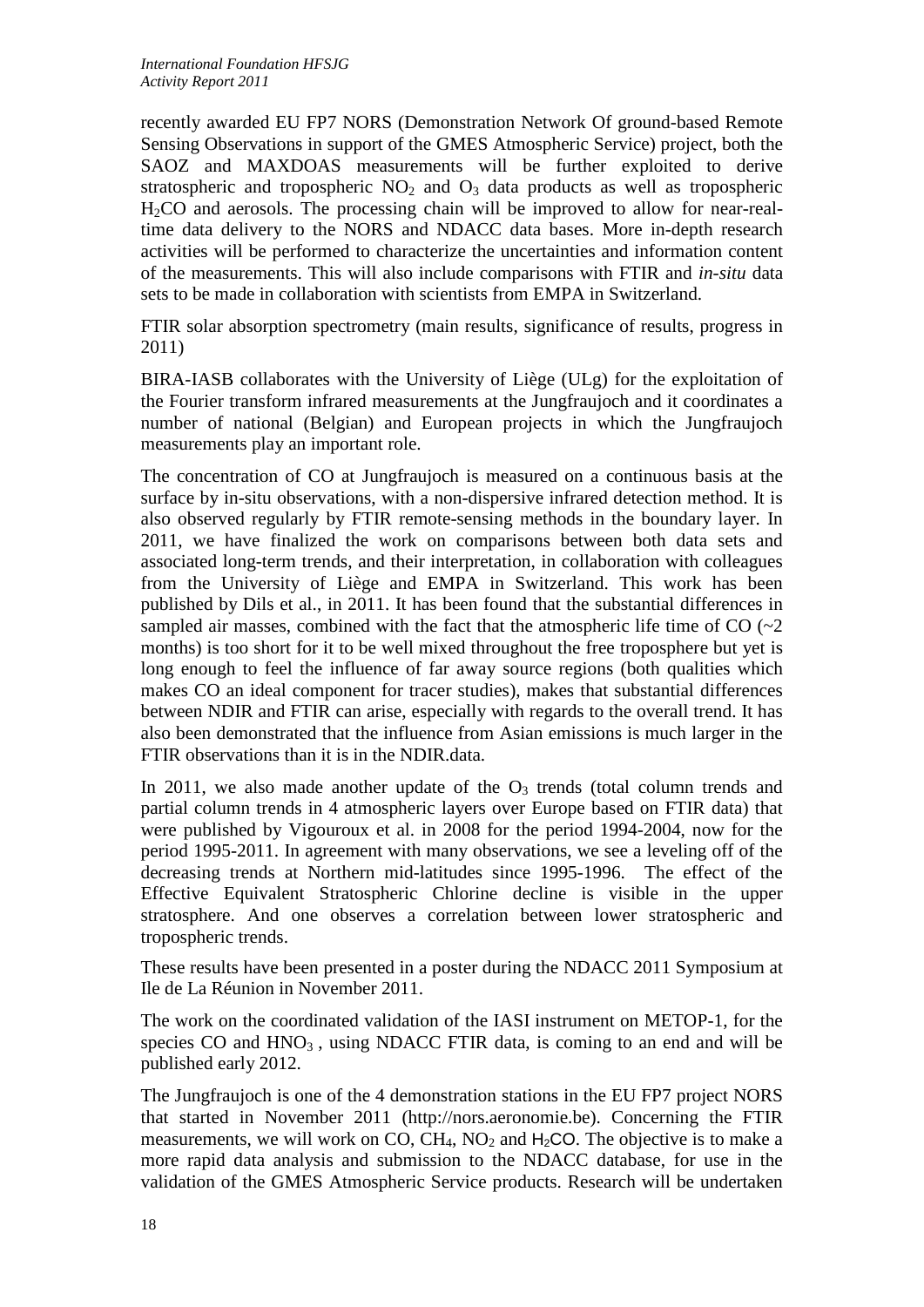recently awarded EU FP7 NORS (Demonstration Network Of ground-based Remote Sensing Observations in support of the GMES Atmospheric Service) project, both the SAOZ and MAXDOAS measurements will be further exploited to derive stratospheric and tropospheric $NO_2$ and $O_3$ data products as well as tropospheric $H_2CO$ and aerosols. The processing chain will be improved to allow for near-real-time data delivery to the NORS and NDACC data bases. More in-depth research activities will be performed to characterize the uncertainties and information content of the measurements. This will also include comparisons with FTIR and *in-situ* data sets to be made in collaboration with scientists from EMPA in Switzerland.

FTIR solar absorption spectrometry (main results, significance of results, progress in 2011)

BIRA-IASB collaborates with the University of Liège (ULg) for the exploitation of the Fourier transform infrared measurements at the Jungfraujoch and it coordinates a number of national (Belgian) and European projects in which the Jungfraujoch measurements play an important role.

The concentration of CO at Jungfraujoch is measured on a continuous basis at the surface by in-situ observations, with a non-dispersive infrared detection method. It is also observed regularly by FTIR remote-sensing methods in the boundary layer. In 2011, we have finalized the work on comparisons between both data sets and associated long-term trends, and their interpretation, in collaboration with colleagues from the University of Liège and EMPA in Switzerland. This work has been published by Dils et al., in 2011. It has been found that the substantial differences in sampled air masses, combined with the fact that the atmospheric life time of CO (~2 months) is too short for it to be well mixed throughout the free troposphere but yet is long enough to feel the influence of far away source regions (both qualities which makes CO an ideal component for tracer studies), makes that substantial differences between NDIR and FTIR can arise, especially with regards to the overall trend. It has also been demonstrated that the influence from Asian emissions is much larger in the FTIR observations than it is in the NDIR.data.

In 2011, we also made another update of the $O_3$ trends (total column trends and partial column trends in 4 atmospheric layers over Europe based on FTIR data) that were published by Vigouroux et al. in 2008 for the period 1994-2004, now for the period 1995-2011. In agreement with many observations, we see a leveling off of the decreasing trends at Northern mid-latitudes since 1995-1996. The effect of the Effective Equivalent Stratospheric Chlorine decline is visible in the upper stratosphere. And one observes a correlation between lower stratospheric and tropospheric trends.

These results have been presented in a poster during the NDACC 2011 Symposium at Ile de La Réunion in November 2011.

The work on the coordinated validation of the IASI instrument on METOP-1, for the species CO and $HNO_3$ , using NDACC FTIR data, is coming to an end and will be published early 2012.

The Jungfraujoch is one of the 4 demonstration stations in the EU FP7 project NORS that started in November 2011 (http://nors.aeronomie.be). Concerning the FTIR measurements, we will work on CO, $CH_4$, $NO_2$ and $H_2CO$. The objective is to make a more rapid data analysis and submission to the NDACC database, for use in the validation of the GMES Atmospheric Service products. Research will be undertaken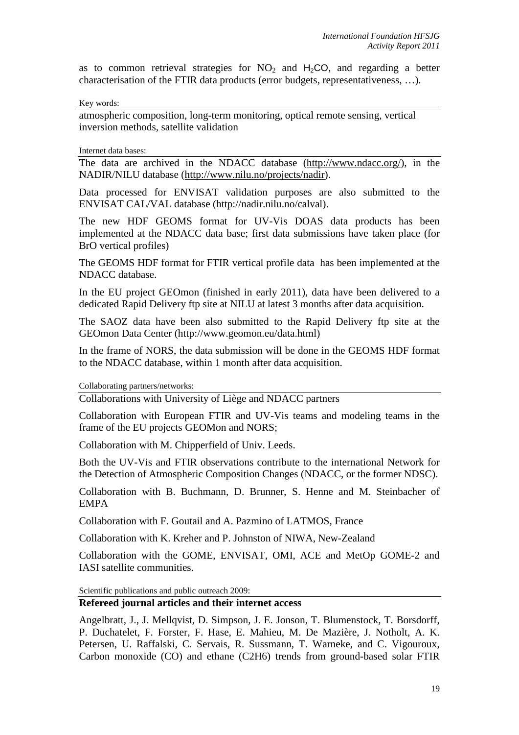as to common retrieval strategies for $NO_2$ and $H_2CO$, and regarding a better characterisation of the FTIR data products (error budgets, representativeness, …).

Key words:

atmospheric composition, long-term monitoring, optical remote sensing, vertical inversion methods, satellite validation

Internet data bases:

The data are archived in the NDACC database (http://www.ndacc.org/), in the NADIR/NILU database (http://www.nilu.no/projects/nadir).

Data processed for ENVISAT validation purposes are also submitted to the ENVISAT CAL/VAL database (http://nadir.nilu.no/calval).

The new HDF GEOMS format for UV-Vis DOAS data products has been implemented at the NDACC data base; first data submissions have taken place (for BrO vertical profiles)

The GEOMS HDF format for FTIR vertical profile data has been implemented at the NDACC database.

In the EU project GEOmon (finished in early 2011), data have been delivered to a dedicated Rapid Delivery ftp site at NILU at latest 3 months after data acquisition.

The SAOZ data have been also submitted to the Rapid Delivery ftp site at the GEOmon Data Center (http://www.geomon.eu/data.html)

In the frame of NORS, the data submission will be done in the GEOMS HDF format to the NDACC database, within 1 month after data acquisition.

Collaborating partners/networks:

Collaborations with University of Liège and NDACC partners

Collaboration with European FTIR and UV-Vis teams and modeling teams in the frame of the EU projects GEOMon and NORS;

Collaboration with M. Chipperfield of Univ. Leeds.

Both the UV-Vis and FTIR observations contribute to the international Network for the Detection of Atmospheric Composition Changes (NDACC, or the former NDSC).

Collaboration with B. Buchmann, D. Brunner, S. Henne and M. Steinbacher of EMPA

Collaboration with F. Goutail and A. Pazmino of LATMOS, France

Collaboration with K. Kreher and P. Johnston of NIWA, New-Zealand

Collaboration with the GOME, ENVISAT, OMI, ACE and MetOp GOME-2 and IASI satellite communities.

Scientific publications and public outreach 2009:

**Refereed journal articles and their internet access**

Angelbratt, J., J. Mellqvist, D. Simpson, J. E. Jonson, T. Blumenstock, T. Borsdorff, P. Duchatelet, F. Forster, F. Hase, E. Mahieu, M. De Mazière, J. Notholt, A. K. Petersen, U. Raffalski, C. Servais, R. Sussmann, T. Warneke, and C. Vigouroux, Carbon monoxide (CO) and ethane (C2H6) trends from ground-based solar FTIR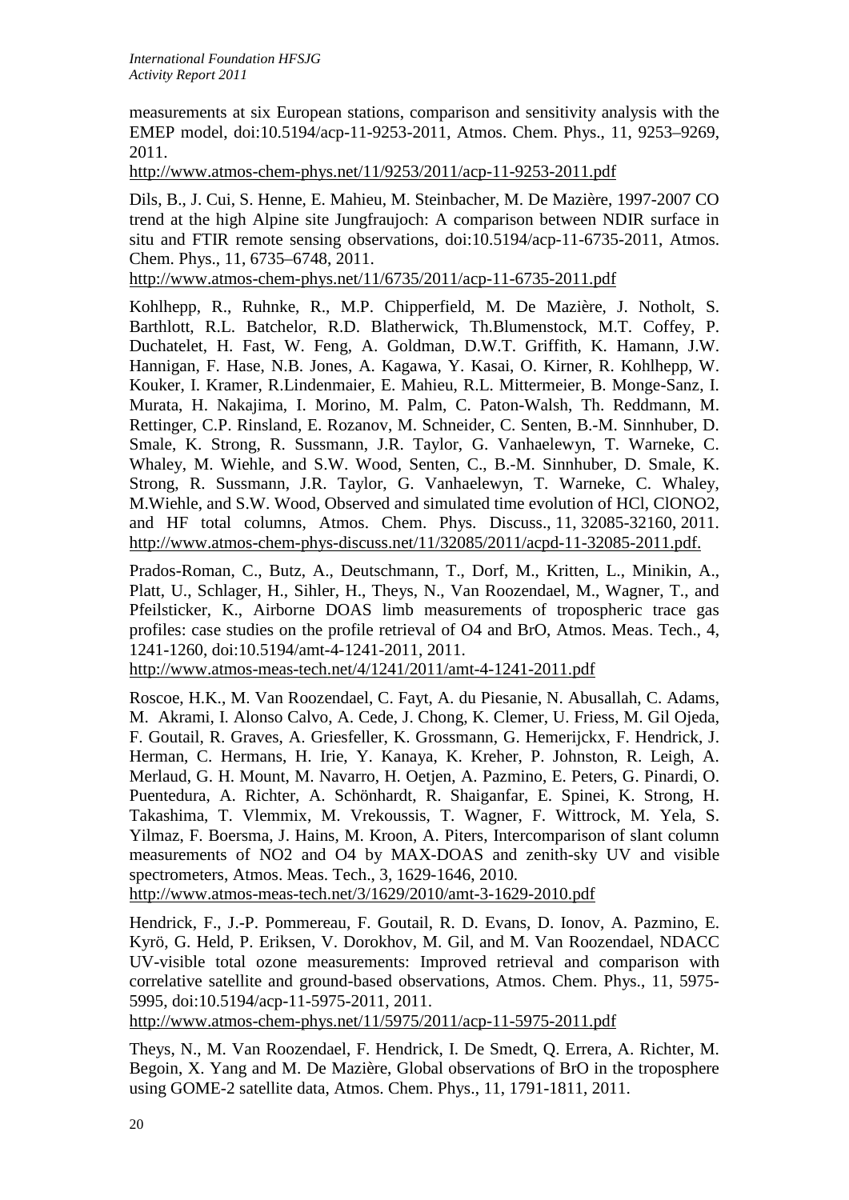measurements at six European stations, comparison and sensitivity analysis with the EMEP model, doi:10.5194/acp-11-9253-2011, Atmos. Chem. Phys., 11, 9253–9269, 2011.
http://www.atmos-chem-phys.net/11/9253/2011/acp-11-9253-2011.pdf

Dils, B., J. Cui, S. Henne, E. Mahieu, M. Steinbacher, M. De Mazière, 1997-2007 CO trend at the high Alpine site Jungfraujoch: A comparison between NDIR surface in situ and FTIR remote sensing observations, doi:10.5194/acp-11-6735-2011, Atmos. Chem. Phys., 11, 6735–6748, 2011.
http://www.atmos-chem-phys.net/11/6735/2011/acp-11-6735-2011.pdf

Kohlhepp, R., Ruhnke, R., M.P. Chipperfield, M. De Mazière, J. Notholt, S. Barthlott, R.L. Batchelor, R.D. Blatherwick, Th.Blumenstock, M.T. Coffey, P. Duchatelet, H. Fast, W. Feng, A. Goldman, D.W.T. Griffith, K. Hamann, J.W. Hannigan, F. Hase, N.B. Jones, A. Kagawa, Y. Kasai, O. Kirner, R. Kohlhepp, W. Kouker, I. Kramer, R.Lindenmaier, E. Mahieu, R.L. Mittermeier, B. Monge-Sanz, I. Murata, H. Nakajima, I. Morino, M. Palm, C. Paton-Walsh, Th. Reddmann, M. Rettinger, C.P. Rinsland, E. Rozanov, M. Schneider, C. Senten, B.-M. Sinnhuber, D. Smale, K. Strong, R. Sussmann, J.R. Taylor, G. Vanhaelewyn, T. Warneke, C. Whaley, M. Wiehle, and S.W. Wood, Senten, C., B.-M. Sinnhuber, D. Smale, K. Strong, R. Sussmann, J.R. Taylor, G. Vanhaelewyn, T. Warneke, C. Whaley, M.Wiehle, and S.W. Wood, Observed and simulated time evolution of HCl, ClONO2, and HF total columns, Atmos. Chem. Phys. Discuss., 11, 32085-32160, 2011.
http://www.atmos-chem-phys-discuss.net/11/32085/2011/acpd-11-32085-2011.pdf.

Prados-Roman, C., Butz, A., Deutschmann, T., Dorf, M., Kritten, L., Minikin, A., Platt, U., Schlager, H., Sihler, H., Theys, N., Van Roozendael, M., Wagner, T., and Pfeilsticker, K., Airborne DOAS limb measurements of tropospheric trace gas profiles: case studies on the profile retrieval of O4 and BrO, Atmos. Meas. Tech., 4, 1241-1260, doi:10.5194/amt-4-1241-2011, 2011.
http://www.atmos-meas-tech.net/4/1241/2011/amt-4-1241-2011.pdf

Roscoe, H.K., M. Van Roozendael, C. Fayt, A. du Piesanie, N. Abusallah, C. Adams, M. Akrami, I. Alonso Calvo, A. Cede, J. Chong, K. Clemer, U. Friess, M. Gil Ojeda, F. Goutail, R. Graves, A. Griesfeller, K. Grossmann, G. Hemerijckx, F. Hendrick, J. Herman, C. Hermans, H. Irie, Y. Kanaya, K. Kreher, P. Johnston, R. Leigh, A. Merlaud, G. H. Mount, M. Navarro, H. Oetjen, A. Pazmino, E. Peters, G. Pinardi, O. Puentedura, A. Richter, A. Schönhardt, R. Shaiganfar, E. Spinei, K. Strong, H. Takashima, T. Vlemmix, M. Vrekoussis, T. Wagner, F. Wittrock, M. Yela, S. Yilmaz, F. Boersma, J. Hains, M. Kroon, A. Piters, Intercomparison of slant column measurements of NO2 and O4 by MAX-DOAS and zenith-sky UV and visible spectrometers, Atmos. Meas. Tech., 3, 1629-1646, 2010.
http://www.atmos-meas-tech.net/3/1629/2010/amt-3-1629-2010.pdf

Hendrick, F., J.-P. Pommereau, F. Goutail, R. D. Evans, D. Ionov, A. Pazmino, E. Kyrö, G. Held, P. Eriksen, V. Dorokhov, M. Gil, and M. Van Roozendael, NDACC UV-visible total ozone measurements: Improved retrieval and comparison with correlative satellite and ground-based observations, Atmos. Chem. Phys., 11, 5975-5995, doi:10.5194/acp-11-5975-2011, 2011.
http://www.atmos-chem-phys.net/11/5975/2011/acp-11-5975-2011.pdf

Theys, N., M. Van Roozendael, F. Hendrick, I. De Smedt, Q. Errera, A. Richter, M. Begoin, X. Yang and M. De Mazière, Global observations of BrO in the troposphere using GOME-2 satellite data, Atmos. Chem. Phys., 11, 1791-1811, 2011.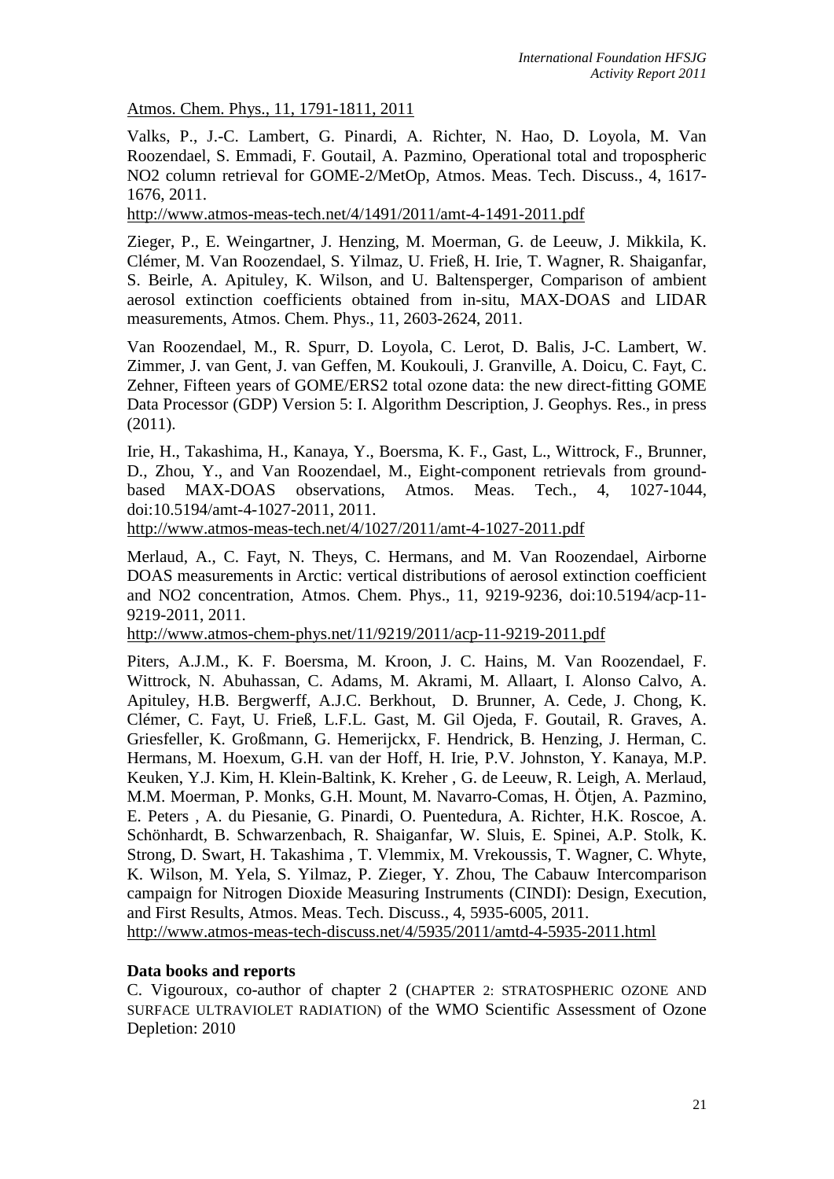Atmos. Chem. Phys., 11, 1791-1811, 2011

Valks, P., J.-C. Lambert, G. Pinardi, A. Richter, N. Hao, D. Loyola, M. Van Roozendael, S. Emmadi, F. Goutail, A. Pazmino, Operational total and tropospheric NO2 column retrieval for GOME-2/MetOp, Atmos. Meas. Tech. Discuss., 4, 1617-1676, 2011.
http://www.atmos-meas-tech.net/4/1491/2011/amt-4-1491-2011.pdf

Zieger, P., E. Weingartner, J. Henzing, M. Moerman, G. de Leeuw, J. Mikkila, K. Clémer, M. Van Roozendael, S. Yilmaz, U. Frieß, H. Irie, T. Wagner, R. Shaiganfar, S. Beirle, A. Apituley, K. Wilson, and U. Baltensperger, Comparison of ambient aerosol extinction coefficients obtained from in-situ, MAX-DOAS and LIDAR measurements, Atmos. Chem. Phys., 11, 2603-2624, 2011.

Van Roozendael, M., R. Spurr, D. Loyola, C. Lerot, D. Balis, J-C. Lambert, W. Zimmer, J. van Gent, J. van Geffen, M. Koukouli, J. Granville, A. Doicu, C. Fayt, C. Zehner, Fifteen years of GOME/ERS2 total ozone data: the new direct-fitting GOME Data Processor (GDP) Version 5: I. Algorithm Description, J. Geophys. Res., in press (2011).

Irie, H., Takashima, H., Kanaya, Y., Boersma, K. F., Gast, L., Wittrock, F., Brunner, D., Zhou, Y., and Van Roozendael, M., Eight-component retrievals from ground-based MAX-DOAS observations, Atmos. Meas. Tech., 4, 1027-1044, doi:10.5194/amt-4-1027-2011, 2011.
http://www.atmos-meas-tech.net/4/1027/2011/amt-4-1027-2011.pdf

Merlaud, A., C. Fayt, N. Theys, C. Hermans, and M. Van Roozendael, Airborne DOAS measurements in Arctic: vertical distributions of aerosol extinction coefficient and NO2 concentration, Atmos. Chem. Phys., 11, 9219-9236, doi:10.5194/acp-11-9219-2011, 2011.
http://www.atmos-chem-phys.net/11/9219/2011/acp-11-9219-2011.pdf

Piters, A.J.M., K. F. Boersma, M. Kroon, J. C. Hains, M. Van Roozendael, F. Wittrock, N. Abuhassan, C. Adams, M. Akrami, M. Allaart, I. Alonso Calvo, A. Apituley, H.B. Bergwerff, A.J.C. Berkhout, D. Brunner, A. Cede, J. Chong, K. Clémer, C. Fayt, U. Frieß, L.F.L. Gast, M. Gil Ojeda, F. Goutail, R. Graves, A. Griesfeller, K. Großmann, G. Hemerijckx, F. Hendrick, B. Henzing, J. Herman, C. Hermans, M. Hoexum, G.H. van der Hoff, H. Irie, P.V. Johnston, Y. Kanaya, M.P. Keuken, Y.J. Kim, H. Klein-Baltink, K. Kreher , G. de Leeuw, R. Leigh, A. Merlaud, M.M. Moerman, P. Monks, G.H. Mount, M. Navarro-Comas, H. Ötjen, A. Pazmino, E. Peters , A. du Piesanie, G. Pinardi, O. Puentedura, A. Richter, H.K. Roscoe, A. Schönhardt, B. Schwarzenbach, R. Shaiganfar, W. Sluis, E. Spinei, A.P. Stolk, K. Strong, D. Swart, H. Takashima , T. Vlemmix, M. Vrekoussis, T. Wagner, C. Whyte, K. Wilson, M. Yela, S. Yilmaz, P. Zieger, Y. Zhou, The Cabauw Intercomparison campaign for Nitrogen Dioxide Measuring Instruments (CINDI): Design, Execution, and First Results, Atmos. Meas. Tech. Discuss., 4, 5935-6005, 2011.
http://www.atmos-meas-tech-discuss.net/4/5935/2011/amtd-4-5935-2011.html

**Data books and reports**

C. Vigouroux, co-author of chapter 2 (CHAPTER 2: STRATOSPHERIC OZONE AND SURFACE ULTRAVIOLET RADIATION) of the WMO Scientific Assessment of Ozone Depletion: 2010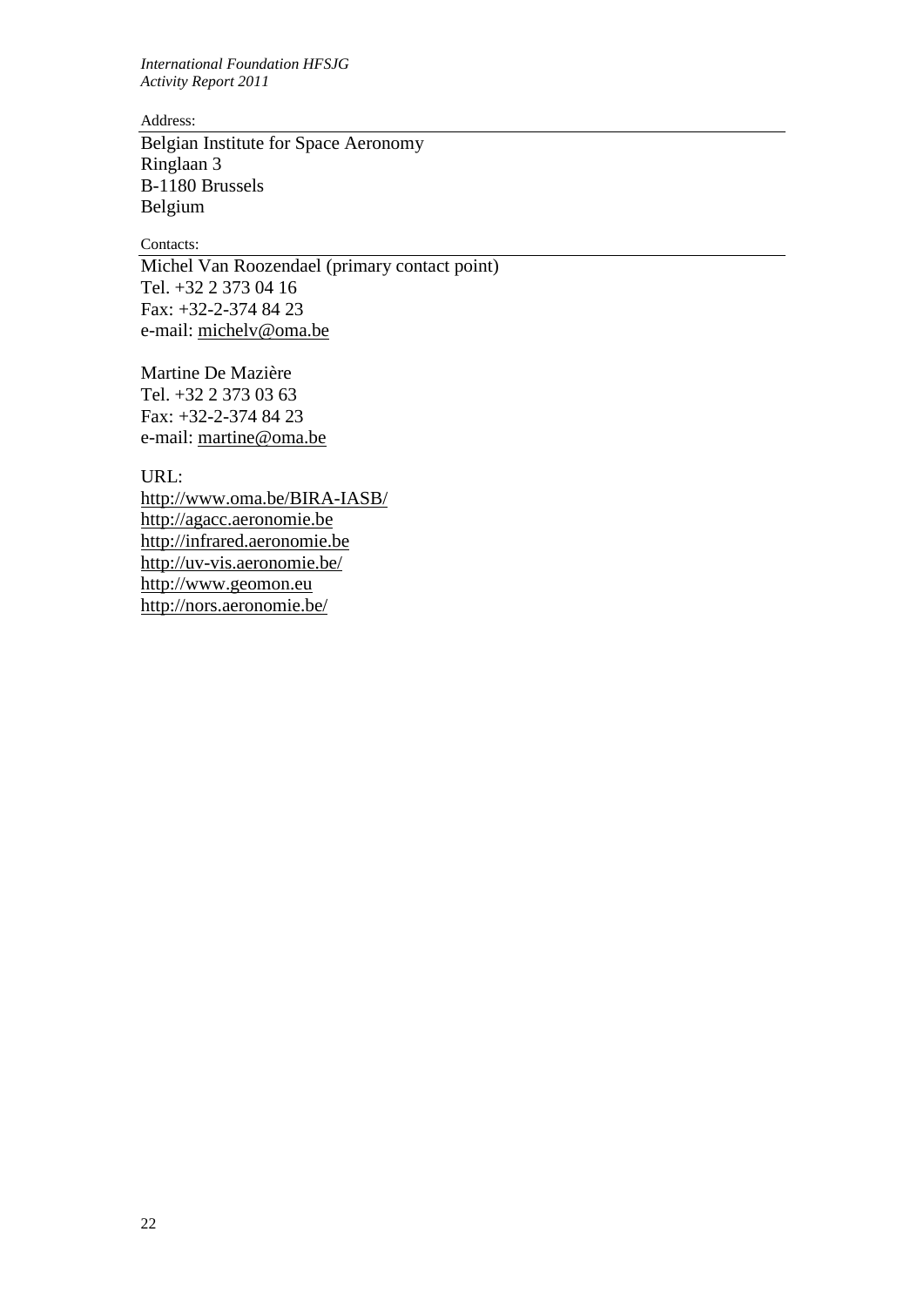Address:

Belgian Institute for Space Aeronomy
Ringlaan 3
B-1180 Brussels
Belgium

Contacts:

Michel Van Roozendael (primary contact point)
Tel. +32 2 373 04 16
Fax: +32-2-374 84 23
e-mail: michelv@oma.be

Martine De Mazière
Tel. +32 2 373 03 63
Fax: +32-2-374 84 23
e-mail: martine@oma.be

URL:
http://www.oma.be/BIRA-IASB/
http://agacc.aeronomie.be
http://infrared.aeronomie.be
http://uv-vis.aeronomie.be/
http://www.geomon.eu
http://nors.aeronomie.be/